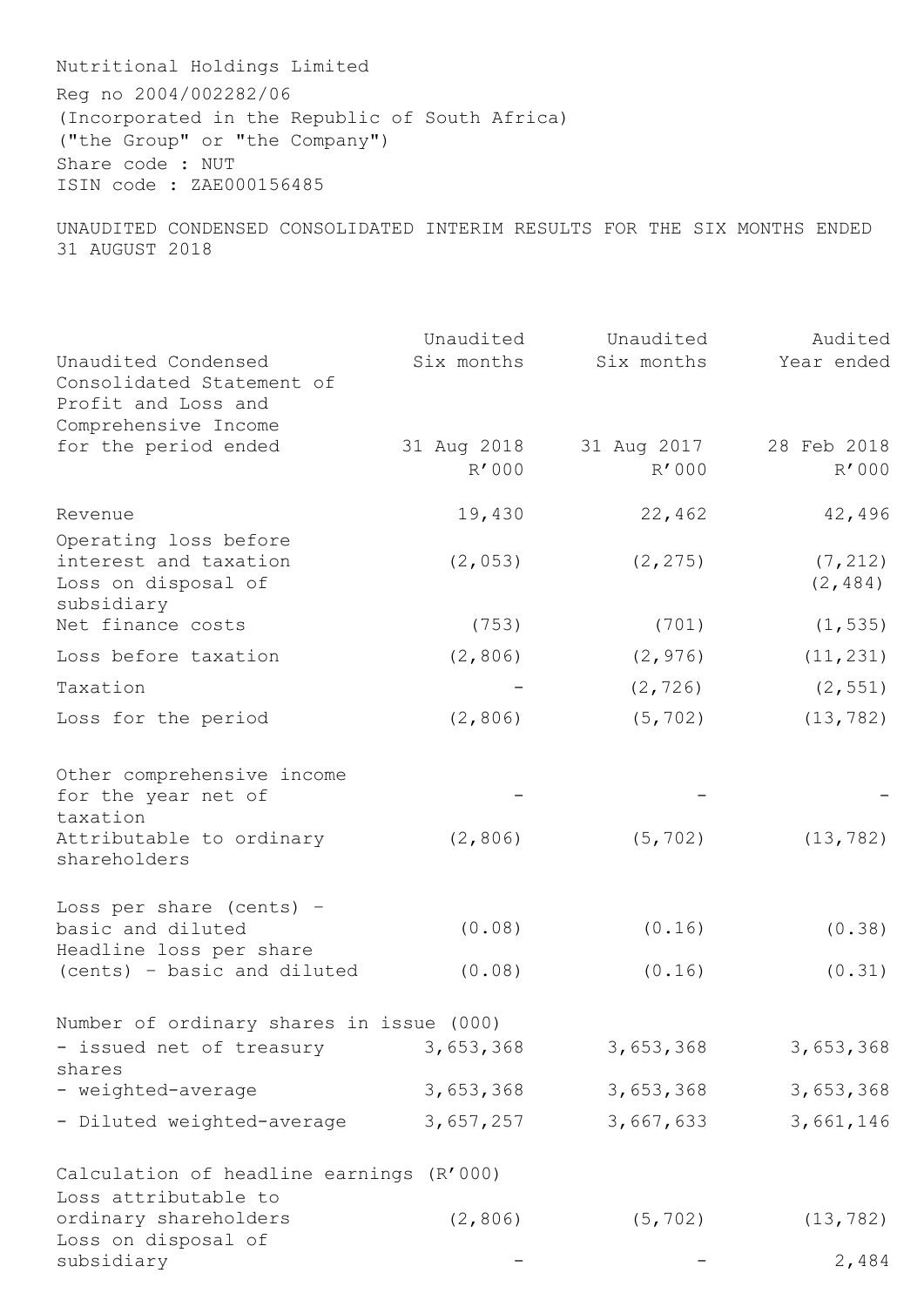Nutritional Holdings Limited
Reg no 2004/002282/06
(Incorporated in the Republic of South Africa)
("the Group" or "the Company")
Share code : NUT
ISIN code : ZAE000156485

UNAUDITED CONDENSED CONSOLIDATED INTERIM RESULTS FOR THE SIX MONTHS ENDED 31 AUGUST 2018

| Unaudited Condensed Consolidated Statement of Profit and Loss and Comprehensive Income for the period ended | Unaudited Six months 31 Aug 2018 R'000 | Unaudited Six months 31 Aug 2017 R'000 | Audited Year ended 28 Feb 2018 R'000 |
|---|---|---|---|
| Revenue | 19,430 | 22,462 | 42,496 |
| Operating loss before interest and taxation | (2,053) | (2,275) | (7,212) |
| Loss on disposal of subsidiary | | | (2,484) |
| Net finance costs | (753) | (701) | (1,535) |
| Loss before taxation | (2,806) | (2,976) | (11,231) |
| Taxation | - | (2,726) | (2,551) |
| Loss for the period | (2,806) | (5,702) | (13,782) |
| Other comprehensive income for the year net of taxation | - | - | - |
| Attributable to ordinary shareholders | (2,806) | (5,702) | (13,782) |
| Loss per share (cents) - basic and diluted | (0.08) | (0.16) | (0.38) |
| Headline loss per share (cents) - basic and diluted | (0.08) | (0.16) | (0.31) |
| Number of ordinary shares in issue (000) | | | |
| - issued net of treasury shares | 3,653,368 | 3,653,368 | 3,653,368 |
| - weighted-average | 3,653,368 | 3,653,368 | 3,653,368 |
| - Diluted weighted-average | 3,657,257 | 3,667,633 | 3,661,146 |
| Calculation of headline earnings (R'000) | | | |
| Loss attributable to ordinary shareholders | (2,806) | (5,702) | (13,782) |
| Loss on disposal of subsidiary | - | - | 2,484 |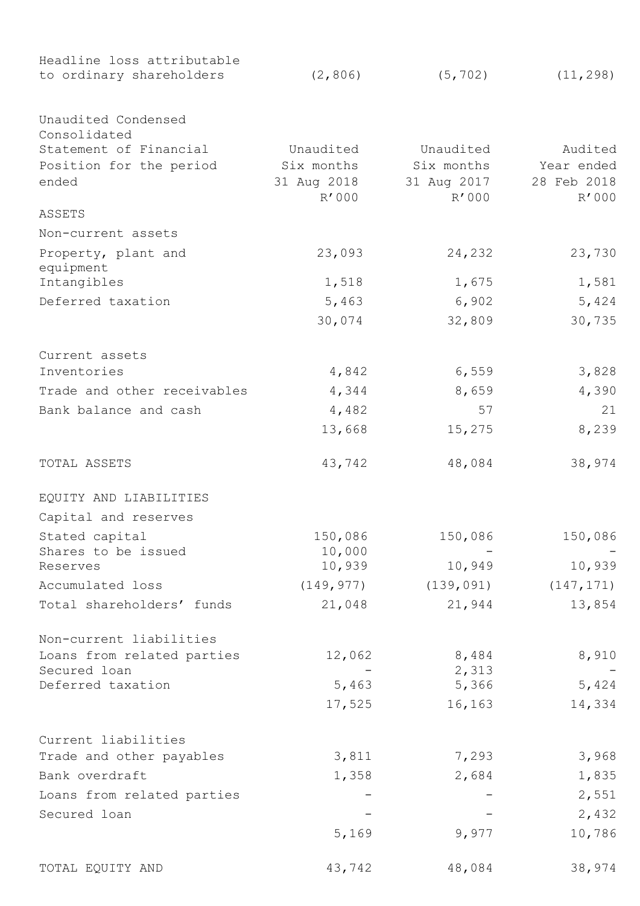| | | | |
|---|---|---|---|
| Headline loss attributable to ordinary shareholders | (2,806) | (5,702) | (11,298) |

| Unaudited Condensed Consolidated Statement of Financial Position for the period ended | Unaudited Six months 31 Aug 2018 R'000 | Unaudited Six months 31 Aug 2017 R'000 | Audited Year ended 28 Feb 2018 R'000 |
|---|---|---|---|
| ASSETS | | | |
| Non-current assets | | | |
| Property, plant and equipment | 23,093 | 24,232 | 23,730 |
| Intangibles | 1,518 | 1,675 | 1,581 |
| Deferred taxation | 5,463 | 6,902 | 5,424 |
| | 30,074 | 32,809 | 30,735 |
| Current assets | | | |
| Inventories | 4,842 | 6,559 | 3,828 |
| Trade and other receivables | 4,344 | 8,659 | 4,390 |
| Bank balance and cash | 4,482 | 57 | 21 |
| | 13,668 | 15,275 | 8,239 |
| TOTAL ASSETS | 43,742 | 48,084 | 38,974 |
| EQUITY AND LIABILITIES | | | |
| Capital and reserves | | | |
| Stated capital | 150,086 | 150,086 | 150,086 |
| Shares to be issued | 10,000 | - | - |
| Reserves | 10,939 | 10,949 | 10,939 |
| Accumulated loss | (149,977) | (139,091) | (147,171) |
| Total shareholders' funds | 21,048 | 21,944 | 13,854 |
| Non-current liabilities | | | |
| Loans from related parties | 12,062 | 8,484 | 8,910 |
| Secured loan | - | 2,313 | - |
| Deferred taxation | 5,463 | 5,366 | 5,424 |
| | 17,525 | 16,163 | 14,334 |
| Current liabilities | | | |
| Trade and other payables | 3,811 | 7,293 | 3,968 |
| Bank overdraft | 1,358 | 2,684 | 1,835 |
| Loans from related parties | - | - | 2,551 |
| Secured loan | - | - | 2,432 |
| | 5,169 | 9,977 | 10,786 |
| TOTAL EQUITY AND | 43,742 | 48,084 | 38,974 |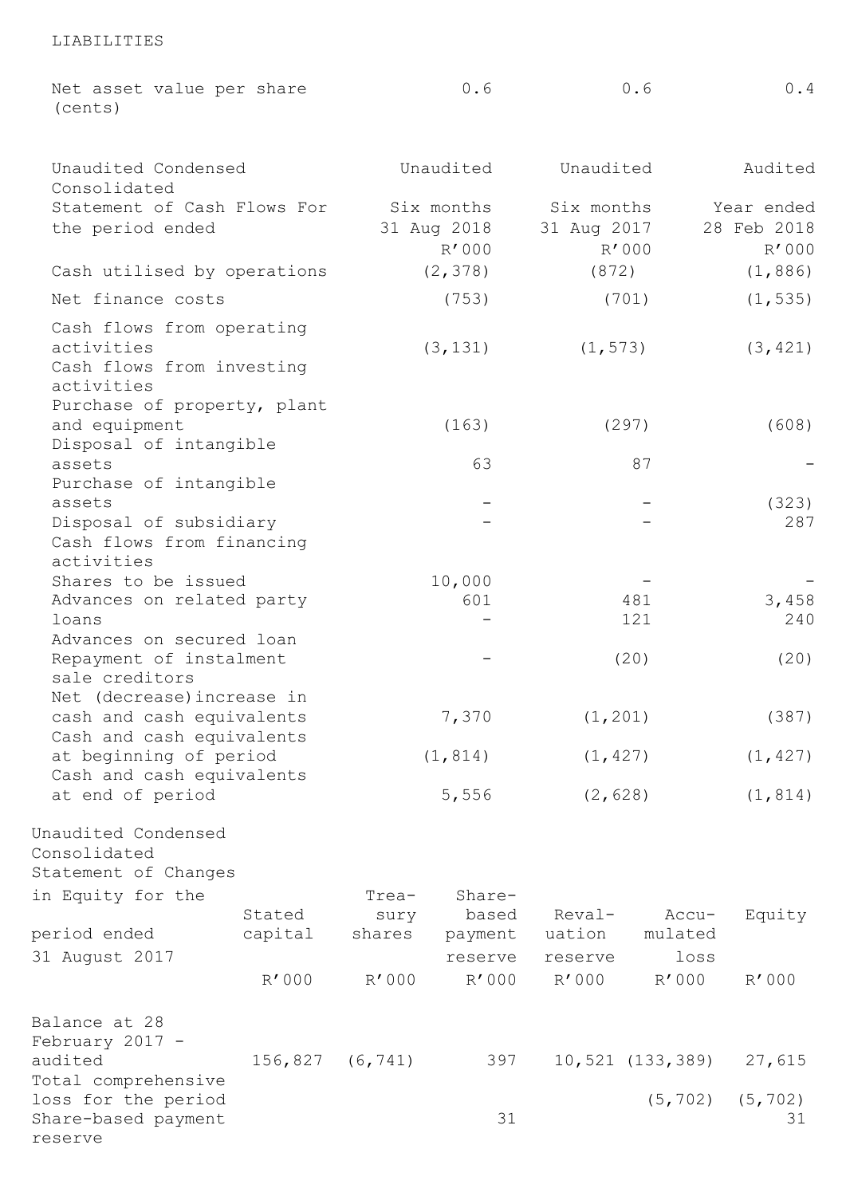LIABILITIES

| | | | |
|---|---|---|---|
| Net asset value per share (cents) | 0.6 | 0.6 | 0.4 |

| Unaudited Condensed Consolidated Statement of Cash Flows For the period ended | Unaudited Six months 31 Aug 2018 R'000 | Unaudited Six months 31 Aug 2017 R'000 | Audited Year ended 28 Feb 2018 R'000 |
|---|---|---|---|
| Cash utilised by operations | (2,378) | (872) | (1,886) |
| Net finance costs | (753) | (701) | (1,535) |
| Cash flows from operating activities | (3,131) | (1,573) | (3,421) |
| Cash flows from investing activities | | | |
| Purchase of property, plant and equipment | (163) | (297) | (608) |
| Disposal of intangible assets | 63 | 87 | - |
| Purchase of intangible assets | - | - | (323) |
| Disposal of subsidiary | - | - | 287 |
| Cash flows from financing activities | | | |
| Shares to be issued | 10,000 | - | - |
| Advances on related party loans | 601 | 481 | 3,458 |
| Advances on secured loan | - | 121 | 240 |
| Repayment of instalment sale creditors | - | (20) | (20) |
| Net (decrease)increase in cash and cash equivalents | 7,370 | (1,201) | (387) |
| Cash and cash equivalents at beginning of period | (1,814) | (1,427) | (1,427) |
| Cash and cash equivalents at end of period | 5,556 | (2,628) | (1,814) |

| Unaudited Condensed Consolidated Statement of Changes in Equity for the period ended 31 August 2017 | Stated capital R'000 | Treasury shares R'000 | Share-based payment reserve R'000 | Revaluation reserve R'000 | Accumulated loss R'000 | Equity R'000 |
|---|---|---|---|---|---|---|
| Balance at 28 February 2017 - audited | 156,827 | (6,741) | 397 | 10,521 | (133,389) | 27,615 |
| Total comprehensive loss for the period | | | | | (5,702) | (5,702) |
| Share-based payment reserve | | | 31 | | | 31 |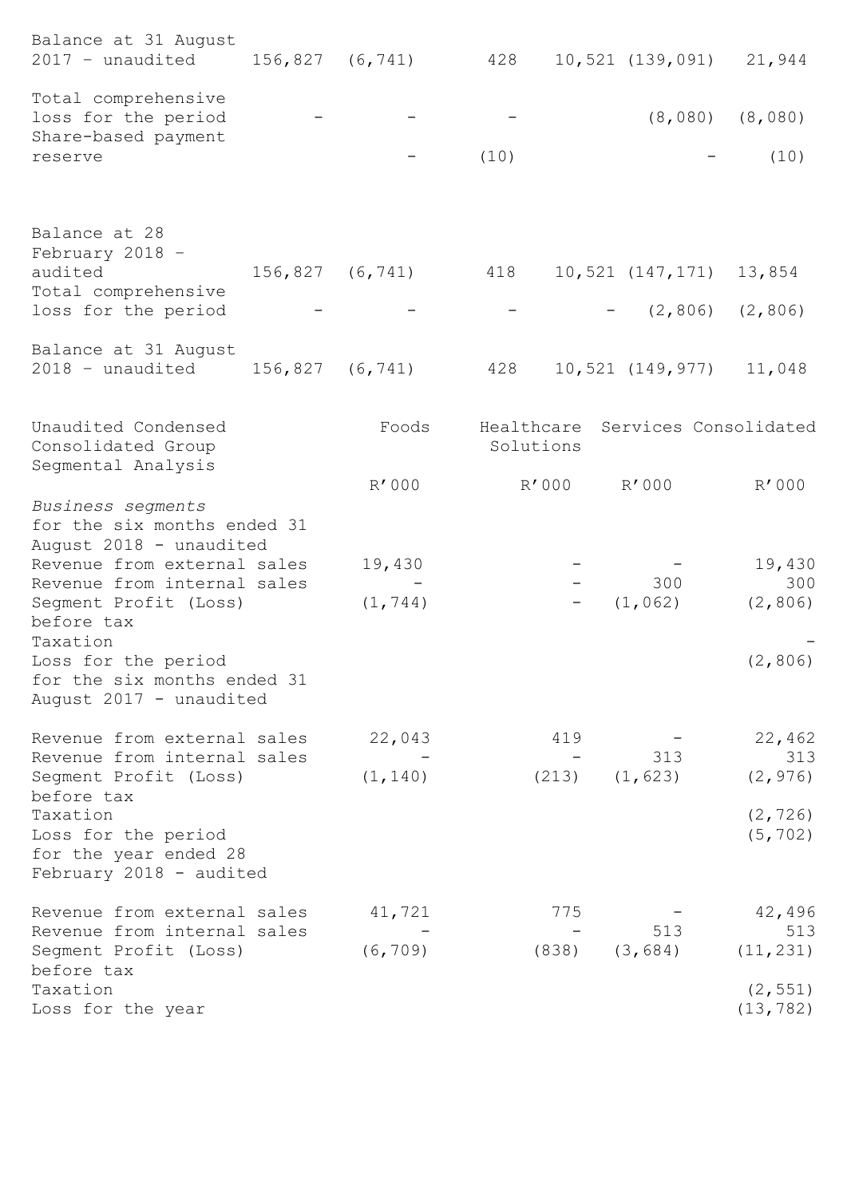| | | | | | | |
|---|---|---|---|---|---|---|
| Balance at 31 August 2017 - unaudited | 156,827 | (6,741) | 428 | 10,521 | (139,091) | 21,944 |
| Total comprehensive loss for the period | - | - | - | | (8,080) | (8,080) |
| Share-based payment reserve | | - | (10) | | - | (10) |
| Balance at 28 February 2018 - audited | 156,827 | (6,741) | 418 | 10,521 | (147,171) | 13,854 |
| Total comprehensive loss for the period | - | - | - | - | (2,806) | (2,806) |
| Balance at 31 August 2018 - unaudited | 156,827 | (6,741) | 428 | 10,521 | (149,977) | 11,048 |

| Unaudited Condensed Consolidated Group Segmental Analysis | Foods | Healthcare Solutions | Services | Consolidated |
|---|---|---|---|---|
| | R'000 | R'000 | R'000 | R'000 |
| *Business segments* | | | | |
| for the six months ended 31 August 2018 - unaudited | | | | |
| Revenue from external sales | 19,430 | - | - | 19,430 |
| Revenue from internal sales | - | - | 300 | 300 |
| Segment Profit (Loss) before tax | (1,744) | - | (1,062) | (2,806) |
| Taxation | | | | - |
| Loss for the period | | | | (2,806) |
| for the six months ended 31 August 2017 - unaudited | | | | |
| Revenue from external sales | 22,043 | 419 | - | 22,462 |
| Revenue from internal sales | - | - | 313 | 313 |
| Segment Profit (Loss) before tax | (1,140) | (213) | (1,623) | (2,976) |
| Taxation | | | | (2,726) |
| Loss for the period | | | | (5,702) |
| for the year ended 28 February 2018 - audited | | | | |
| Revenue from external sales | 41,721 | 775 | - | 42,496 |
| Revenue from internal sales | - | - | 513 | 513 |
| Segment Profit (Loss) before tax | (6,709) | (838) | (3,684) | (11,231) |
| Taxation | | | | (2,551) |
| Loss for the year | | | | (13,782) |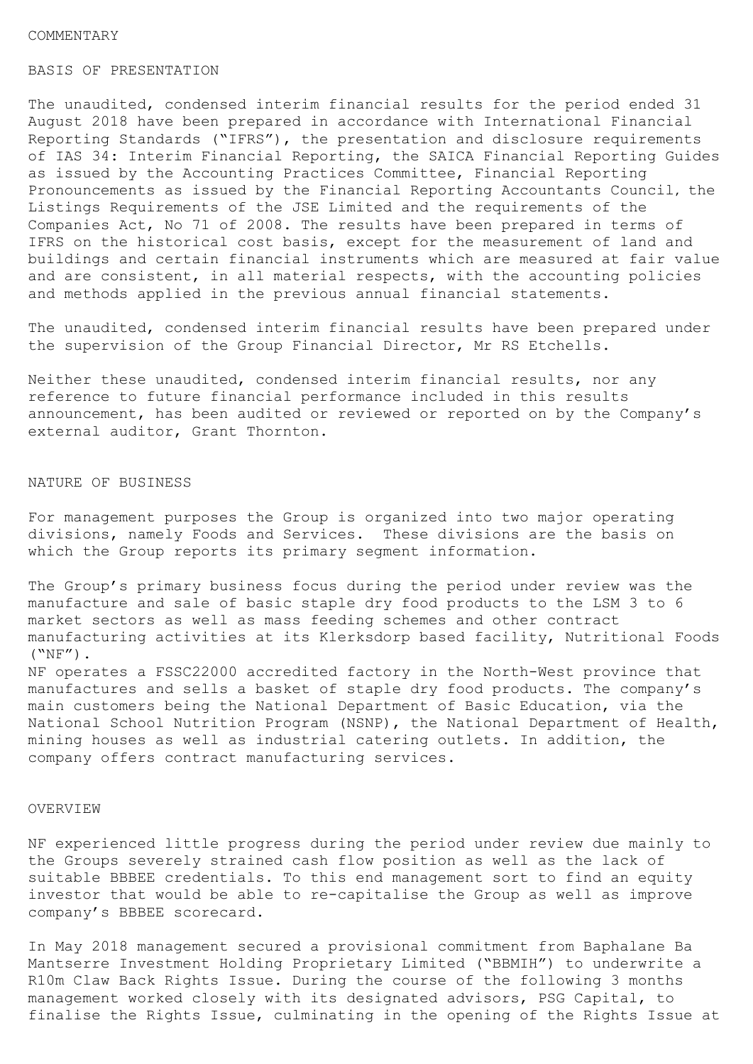## COMMENTARY

### BASIS OF PRESENTATION

The unaudited, condensed interim financial results for the period ended 31 August 2018 have been prepared in accordance with International Financial Reporting Standards ("IFRS"), the presentation and disclosure requirements of IAS 34: Interim Financial Reporting, the SAICA Financial Reporting Guides as issued by the Accounting Practices Committee, Financial Reporting Pronouncements as issued by the Financial Reporting Accountants Council, the Listings Requirements of the JSE Limited and the requirements of the Companies Act, No 71 of 2008. The results have been prepared in terms of IFRS on the historical cost basis, except for the measurement of land and buildings and certain financial instruments which are measured at fair value and are consistent, in all material respects, with the accounting policies and methods applied in the previous annual financial statements.

The unaudited, condensed interim financial results have been prepared under the supervision of the Group Financial Director, Mr RS Etchells.

Neither these unaudited, condensed interim financial results, nor any reference to future financial performance included in this results announcement, has been audited or reviewed or reported on by the Company's external auditor, Grant Thornton.

### NATURE OF BUSINESS

For management purposes the Group is organized into two major operating divisions, namely Foods and Services. These divisions are the basis on which the Group reports its primary segment information.

The Group's primary business focus during the period under review was the manufacture and sale of basic staple dry food products to the LSM 3 to 6 market sectors as well as mass feeding schemes and other contract manufacturing activities at its Klerksdorp based facility, Nutritional Foods ("NF").
NF operates a FSSC22000 accredited factory in the North-West province that manufactures and sells a basket of staple dry food products. The company's main customers being the National Department of Basic Education, via the National School Nutrition Program (NSNP), the National Department of Health, mining houses as well as industrial catering outlets. In addition, the company offers contract manufacturing services.

### OVERVIEW

NF experienced little progress during the period under review due mainly to the Groups severely strained cash flow position as well as the lack of suitable BBBEE credentials. To this end management sort to find an equity investor that would be able to re-capitalise the Group as well as improve company's BBBEE scorecard.

In May 2018 management secured a provisional commitment from Baphalane Ba Mantserre Investment Holding Proprietary Limited ("BBMIH") to underwrite a R10m Claw Back Rights Issue. During the course of the following 3 months management worked closely with its designated advisors, PSG Capital, to finalise the Rights Issue, culminating in the opening of the Rights Issue at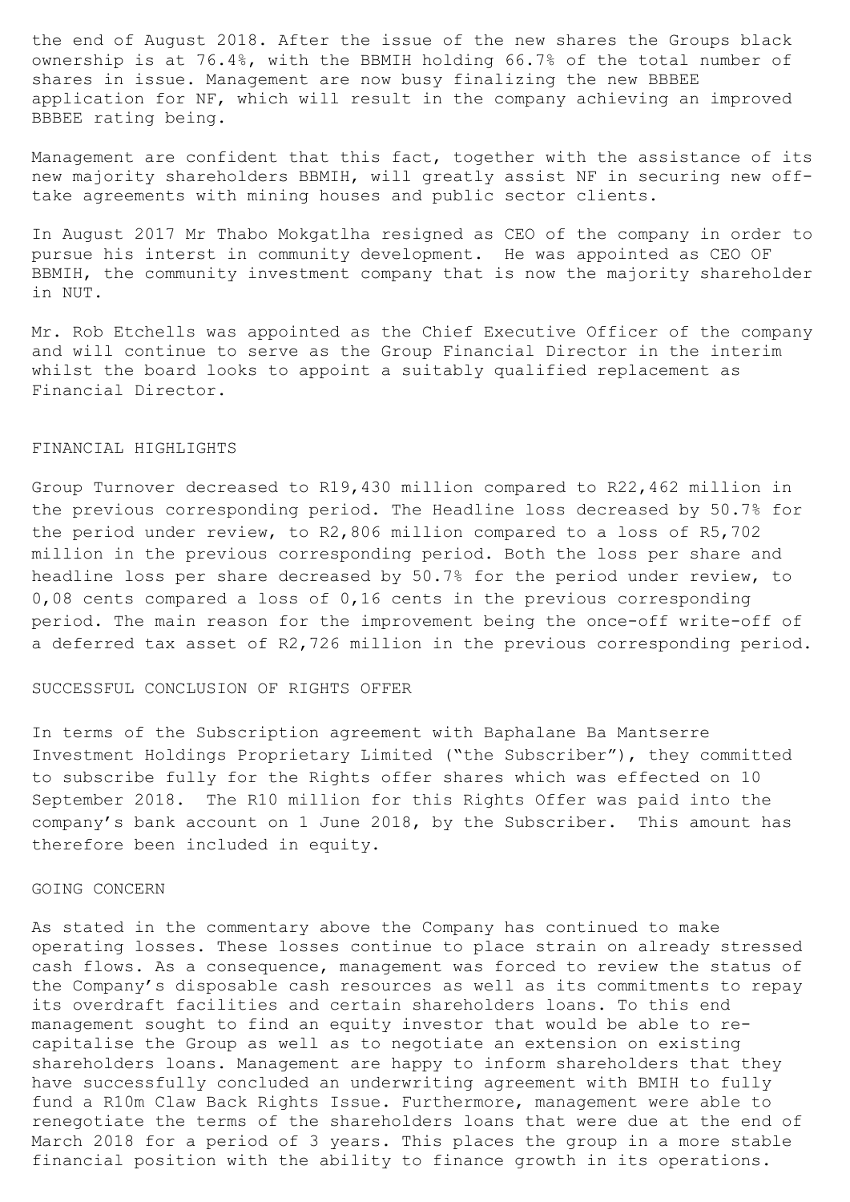the end of August 2018. After the issue of the new shares the Groups black ownership is at 76.4%, with the BBMIH holding 66.7% of the total number of shares in issue. Management are now busy finalizing the new BBBEE application for NF, which will result in the company achieving an improved BBBEE rating being.

Management are confident that this fact, together with the assistance of its new majority shareholders BBMIH, will greatly assist NF in securing new off-take agreements with mining houses and public sector clients.

In August 2017 Mr Thabo Mokgatlha resigned as CEO of the company in order to pursue his interst in community development. He was appointed as CEO OF BBMIH, the community investment company that is now the majority shareholder in NUT.

Mr. Rob Etchells was appointed as the Chief Executive Officer of the company and will continue to serve as the Group Financial Director in the interim whilst the board looks to appoint a suitably qualified replacement as Financial Director.

## FINANCIAL HIGHLIGHTS

Group Turnover decreased to R19,430 million compared to R22,462 million in the previous corresponding period. The Headline loss decreased by 50.7% for the period under review, to R2,806 million compared to a loss of R5,702 million in the previous corresponding period. Both the loss per share and headline loss per share decreased by 50.7% for the period under review, to 0,08 cents compared a loss of 0,16 cents in the previous corresponding period. The main reason for the improvement being the once-off write-off of a deferred tax asset of R2,726 million in the previous corresponding period.

## SUCCESSFUL CONCLUSION OF RIGHTS OFFER

In terms of the Subscription agreement with Baphalane Ba Mantserre Investment Holdings Proprietary Limited ("the Subscriber"), they committed to subscribe fully for the Rights offer shares which was effected on 10 September 2018. The R10 million for this Rights Offer was paid into the company's bank account on 1 June 2018, by the Subscriber. This amount has therefore been included in equity.

## GOING CONCERN

As stated in the commentary above the Company has continued to make operating losses. These losses continue to place strain on already stressed cash flows. As a consequence, management was forced to review the status of the Company's disposable cash resources as well as its commitments to repay its overdraft facilities and certain shareholders loans. To this end management sought to find an equity investor that would be able to re-capitalise the Group as well as to negotiate an extension on existing shareholders loans. Management are happy to inform shareholders that they have successfully concluded an underwriting agreement with BMIH to fully fund a R10m Claw Back Rights Issue. Furthermore, management were able to renegotiate the terms of the shareholders loans that were due at the end of March 2018 for a period of 3 years. This places the group in a more stable financial position with the ability to finance growth in its operations.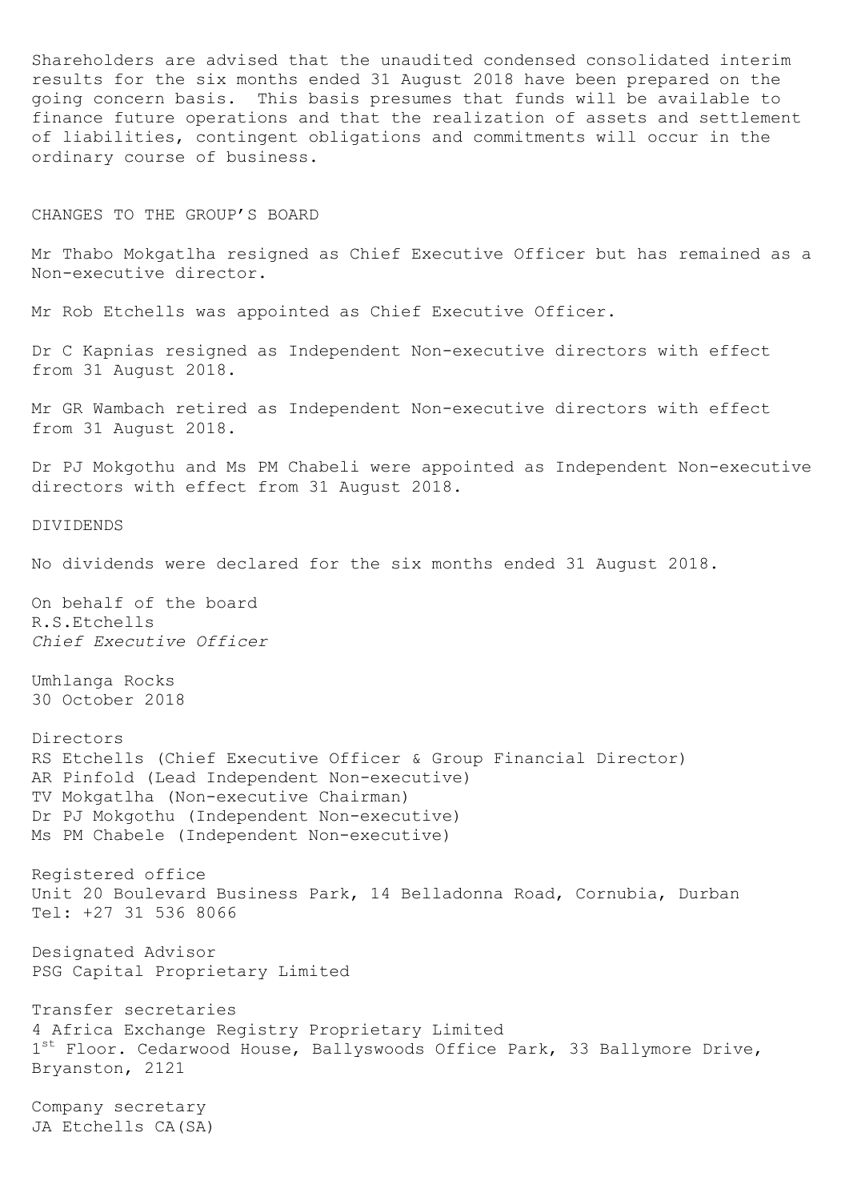Shareholders are advised that the unaudited condensed consolidated interim results for the six months ended 31 August 2018 have been prepared on the going concern basis. This basis presumes that funds will be available to finance future operations and that the realization of assets and settlement of liabilities, contingent obligations and commitments will occur in the ordinary course of business.

## CHANGES TO THE GROUP'S BOARD

Mr Thabo Mokgatlha resigned as Chief Executive Officer but has remained as a Non-executive director.

Mr Rob Etchells was appointed as Chief Executive Officer.

Dr C Kapnias resigned as Independent Non-executive directors with effect from 31 August 2018.

Mr GR Wambach retired as Independent Non-executive directors with effect from 31 August 2018.

Dr PJ Mokgothu and Ms PM Chabeli were appointed as Independent Non-executive directors with effect from 31 August 2018.

## DIVIDENDS

No dividends were declared for the six months ended 31 August 2018.

On behalf of the board
R.S.Etchells
*Chief Executive Officer*

Umhlanga Rocks
30 October 2018

Directors
RS Etchells (Chief Executive Officer & Group Financial Director)
AR Pinfold (Lead Independent Non-executive)
TV Mokgatlha (Non-executive Chairman)
Dr PJ Mokgothu (Independent Non-executive)
Ms PM Chabele (Independent Non-executive)

Registered office
Unit 20 Boulevard Business Park, 14 Belladonna Road, Cornubia, Durban
Tel: +27 31 536 8066

Designated Advisor
PSG Capital Proprietary Limited

Transfer secretaries
4 Africa Exchange Registry Proprietary Limited
1st Floor. Cedarwood House, Ballyswoods Office Park, 33 Ballymore Drive, Bryanston, 2121

Company secretary
JA Etchells CA(SA)